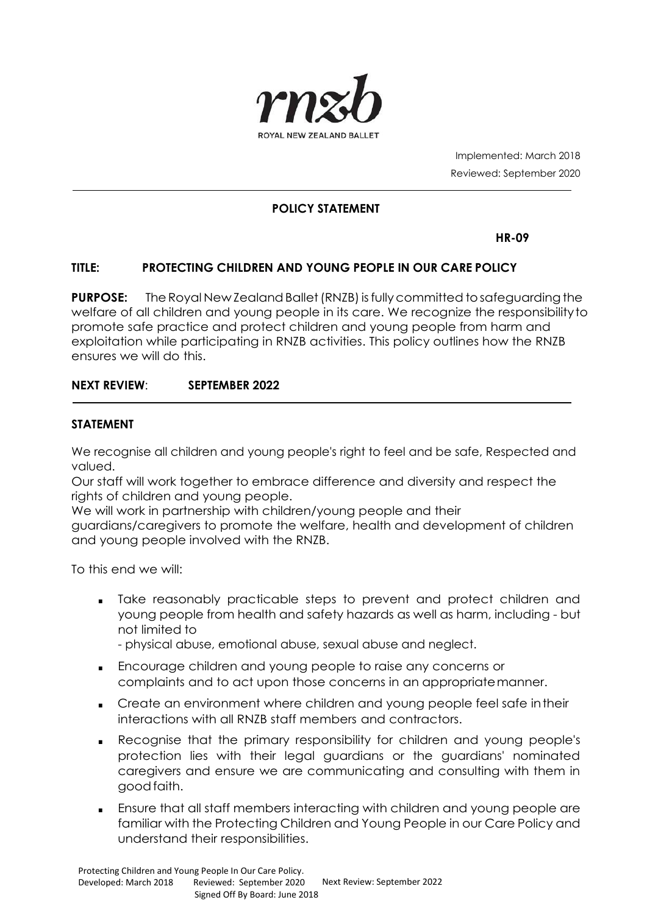rnzb

ROYAL NEW ZEALAND BALLET

Implemented: March 2018
Reviewed: September 2020

**POLICY STATEMENT**

**HR-09**

**TITLE: PROTECTING CHILDREN AND YOUNG PEOPLE IN OUR CARE POLICY**

**PURPOSE:** The Royal New Zealand Ballet (RNZB) is fully committed to safeguarding the welfare of all children and young people in its care. We recognize the responsibility to promote safe practice and protect children and young people from harm and exploitation while participating in RNZB activities. This policy outlines how the RNZB ensures we will do this.

**NEXT REVIEW**: **SEPTEMBER 2022**

## STATEMENT

We recognise all children and young people's right to feel and be safe, Respected and valued.

Our staff will work together to embrace difference and diversity and respect the rights of children and young people.

We will work in partnership with children/young people and their guardians/caregivers to promote the welfare, health and development of children and young people involved with the RNZB.

To this end we will:

- Take reasonably practicable steps to prevent and protect children and young people from health and safety hazards as well as harm, including - but not limited to
  - physical abuse, emotional abuse, sexual abuse and neglect.
- Encourage children and young people to raise any concerns or complaints and to act upon those concerns in an appropriate manner.
- Create an environment where children and young people feel safe in their interactions with all RNZB staff members and contractors.
- Recognise that the primary responsibility for children and young people's protection lies with their legal guardians or the guardians' nominated caregivers and ensure we are communicating and consulting with them in good faith.
- Ensure that all staff members interacting with children and young people are familiar with the Protecting Children and Young People in our Care Policy and understand their responsibilities.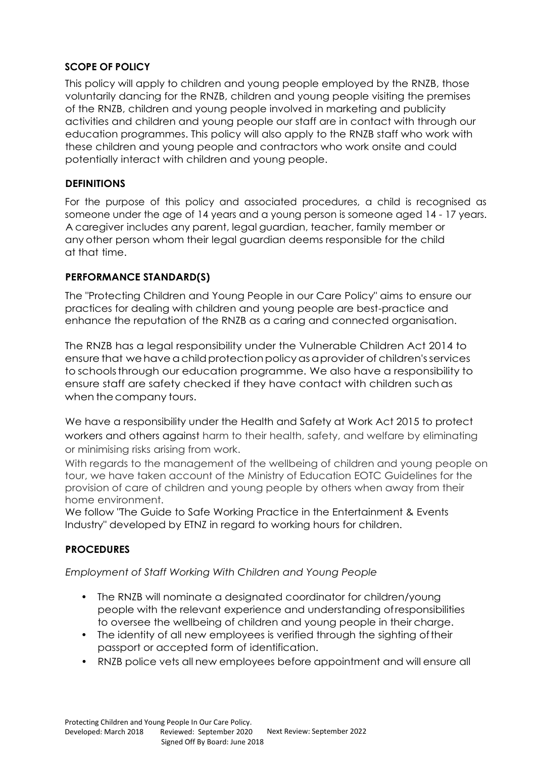## SCOPE OF POLICY

This policy will apply to children and young people employed by the RNZB, those voluntarily dancing for the RNZB, children and young people visiting the premises of the RNZB, children and young people involved in marketing and publicity activities and children and young people our staff are in contact with through our education programmes. This policy will also apply to the RNZB staff who work with these children and young people and contractors who work onsite and could potentially interact with children and young people.

## DEFINITIONS

For the purpose of this policy and associated procedures, a child is recognised as someone under the age of 14 years and a young person is someone aged 14 - 17 years. A caregiver includes any parent, legal guardian, teacher, family member or any other person whom their legal guardian deems responsible for the child at that time.

## PERFORMANCE STANDARD(S)

The "Protecting Children and Young People in our Care Policy" aims to ensure our practices for dealing with children and young people are best-practice and enhance the reputation of the RNZB as a caring and connected organisation.

The RNZB has a legal responsibility under the Vulnerable Children Act 2014 to ensure that we have a child protection policy as a provider of children's services to schools through our education programme. We also have a responsibility to ensure staff are safety checked if they have contact with children such as when the company tours.

We have a responsibility under the Health and Safety at Work Act 2015 to protect workers and others against harm to their health, safety, and welfare by eliminating or minimising risks arising from work.

With regards to the management of the wellbeing of children and young people on tour, we have taken account of the Ministry of Education EOTC Guidelines for the provision of care of children and young people by others when away from their home environment.

We follow "The Guide to Safe Working Practice in the Entertainment & Events Industry" developed by ETNZ in regard to working hours for children.

## PROCEDURES

*Employment of Staff Working With Children and Young People*

- The RNZB will nominate a designated coordinator for children/young people with the relevant experience and understanding of responsibilities to oversee the wellbeing of children and young people in their charge.
- The identity of all new employees is verified through the sighting of their passport or accepted form of identification.
- RNZB police vets all new employees before appointment and will ensure all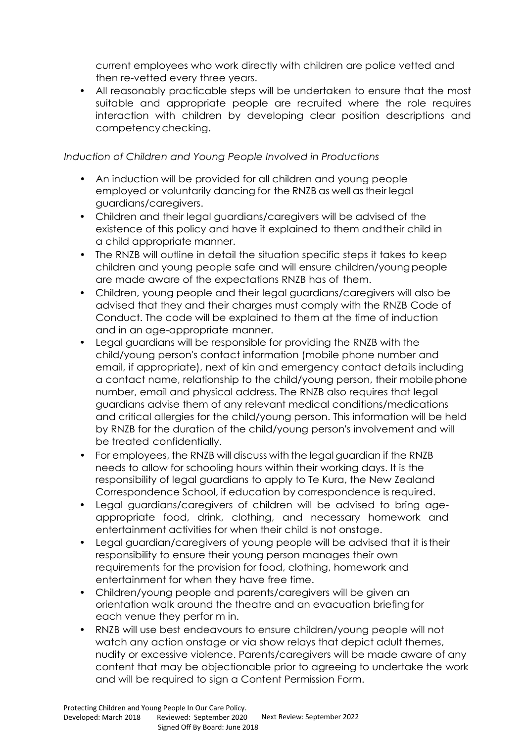current employees who work directly with children are police vetted and then re-vetted every three years.

- All reasonably practicable steps will be undertaken to ensure that the most suitable and appropriate people are recruited where the role requires interaction with children by developing clear position descriptions and competency checking.

*Induction of Children and Young People Involved in Productions*

- An induction will be provided for all children and young people employed or voluntarily dancing for the RNZB as well as their legal guardians/caregivers.
- Children and their legal guardians/caregivers will be advised of the existence of this policy and have it explained to them and their child in a child appropriate manner.
- The RNZB will outline in detail the situation specific steps it takes to keep children and young people safe and will ensure children/young people are made aware of the expectations RNZB has of them.
- Children, young people and their legal guardians/caregivers will also be advised that they and their charges must comply with the RNZB Code of Conduct. The code will be explained to them at the time of induction and in an age-appropriate manner.
- Legal guardians will be responsible for providing the RNZB with the child/young person's contact information (mobile phone number and email, if appropriate), next of kin and emergency contact details including a contact name, relationship to the child/young person, their mobile phone number, email and physical address. The RNZB also requires that legal guardians advise them of any relevant medical conditions/medications and critical allergies for the child/young person. This information will be held by RNZB for the duration of the child/young person's involvement and will be treated confidentially.
- For employees, the RNZB will discuss with the legal guardian if the RNZB needs to allow for schooling hours within their working days. It is the responsibility of legal guardians to apply to Te Kura, the New Zealand Correspondence School, if education by correspondence is required.
- Legal guardians/caregivers of children will be advised to bring age-appropriate food, drink, clothing, and necessary homework and entertainment activities for when their child is not onstage.
- Legal guardian/caregivers of young people will be advised that it is their responsibility to ensure their young person manages their own requirements for the provision for food, clothing, homework and entertainment for when they have free time.
- Children/young people and parents/caregivers will be given an orientation walk around the theatre and an evacuation briefing for each venue they perfor m in.
- RNZB will use best endeavours to ensure children/young people will not watch any action onstage or via show relays that depict adult themes, nudity or excessive violence. Parents/caregivers will be made aware of any content that may be objectionable prior to agreeing to undertake the work and will be required to sign a Content Permission Form.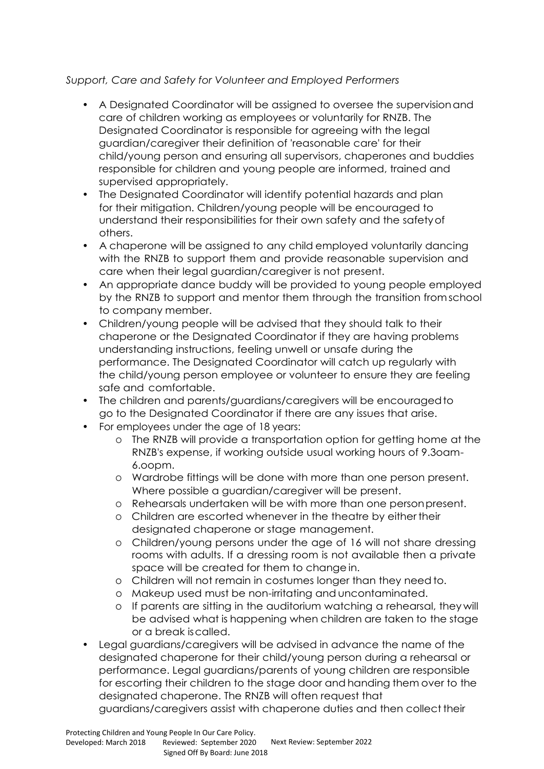*Support, Care and Safety for Volunteer and Employed Performers*

- A Designated Coordinator will be assigned to oversee the supervision and care of children working as employees or voluntarily for RNZB. The Designated Coordinator is responsible for agreeing with the legal guardian/caregiver their definition of 'reasonable care' for their child/young person and ensuring all supervisors, chaperones and buddies responsible for children and young people are informed, trained and supervised appropriately.
- The Designated Coordinator will identify potential hazards and plan for their mitigation. Children/young people will be encouraged to understand their responsibilities for their own safety and the safety of others.
- A chaperone will be assigned to any child employed voluntarily dancing with the RNZB to support them and provide reasonable supervision and care when their legal guardian/caregiver is not present.
- An appropriate dance buddy will be provided to young people employed by the RNZB to support and mentor them through the transition from school to company member.
- Children/young people will be advised that they should talk to their chaperone or the Designated Coordinator if they are having problems understanding instructions, feeling unwell or unsafe during the performance. The Designated Coordinator will catch up regularly with the child/young person employee or volunteer to ensure they are feeling safe and comfortable.
- The children and parents/guardians/caregivers will be encouraged to go to the Designated Coordinator if there are any issues that arise.
- For employees under the age of 18 years:
  - The RNZB will provide a transportation option for getting home at the RNZB's expense, if working outside usual working hours of 9.3oam-6.oopm.
  - Wardrobe fittings will be done with more than one person present. Where possible a guardian/caregiver will be present.
  - Rehearsals undertaken will be with more than one person present.
  - Children are escorted whenever in the theatre by either their designated chaperone or stage management.
  - Children/young persons under the age of 16 will not share dressing rooms with adults. If a dressing room is not available then a private space will be created for them to change in.
  - Children will not remain in costumes longer than they need to.
  - Makeup used must be non-irritating and uncontaminated.
  - If parents are sitting in the auditorium watching a rehearsal, they will be advised what is happening when children are taken to the stage or a break is called.
- Legal guardians/caregivers will be advised in advance the name of the designated chaperone for their child/young person during a rehearsal or performance. Legal guardians/parents of young children are responsible for escorting their children to the stage door and handing them over to the designated chaperone. The RNZB will often request that guardians/caregivers assist with chaperone duties and then collect their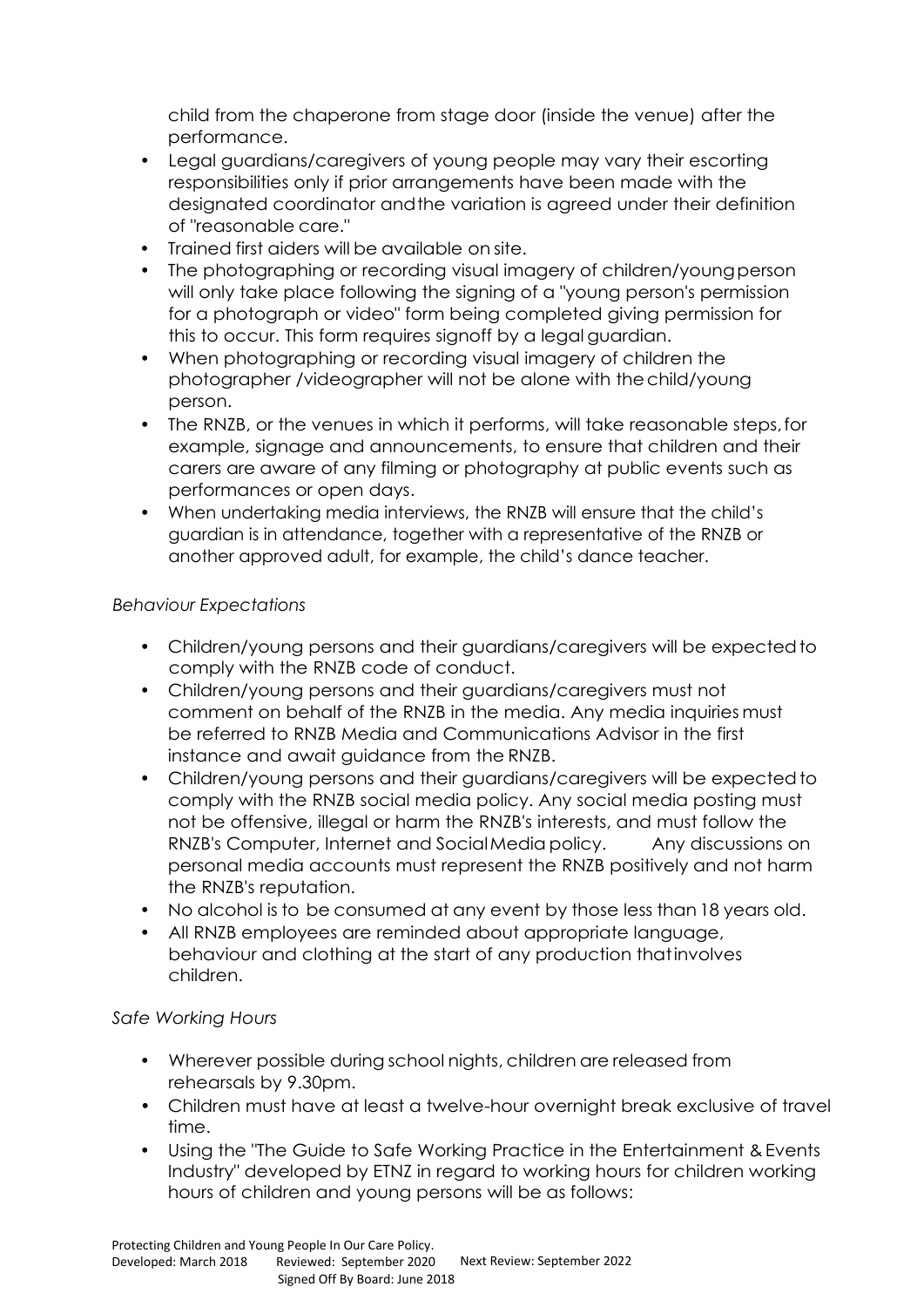child from the chaperone from stage door (inside the venue) after the performance.

- Legal guardians/caregivers of young people may vary their escorting responsibilities only if prior arrangements have been made with the designated coordinator and the variation is agreed under their definition of "reasonable care."
- Trained first aiders will be available on site.
- The photographing or recording visual imagery of children/young person will only take place following the signing of a "young person's permission for a photograph or video" form being completed giving permission for this to occur. This form requires signoff by a legal guardian.
- When photographing or recording visual imagery of children the photographer /videographer will not be alone with the child/young person.
- The RNZB, or the venues in which it performs, will take reasonable steps, for example, signage and announcements, to ensure that children and their carers are aware of any filming or photography at public events such as performances or open days.
- When undertaking media interviews, the RNZB will ensure that the child's guardian is in attendance, together with a representative of the RNZB or another approved adult, for example, the child's dance teacher.

*Behaviour Expectations*

- Children/young persons and their guardians/caregivers will be expected to comply with the RNZB code of conduct.
- Children/young persons and their guardians/caregivers must not comment on behalf of the RNZB in the media. Any media inquiries must be referred to RNZB Media and Communications Advisor in the first instance and await guidance from the RNZB.
- Children/young persons and their guardians/caregivers will be expected to comply with the RNZB social media policy. Any social media posting must not be offensive, illegal or harm the RNZB's interests, and must follow the RNZB's Computer, Internet and Social Media policy. Any discussions on personal media accounts must represent the RNZB positively and not harm the RNZB's reputation.
- No alcohol is to be consumed at any event by those less than 18 years old.
- All RNZB employees are reminded about appropriate language, behaviour and clothing at the start of any production that involves children.

*Safe Working Hours*

- Wherever possible during school nights, children are released from rehearsals by 9.30pm.
- Children must have at least a twelve-hour overnight break exclusive of travel time.
- Using the "The Guide to Safe Working Practice in the Entertainment & Events Industry" developed by ETNZ in regard to working hours for children working hours of children and young persons will be as follows: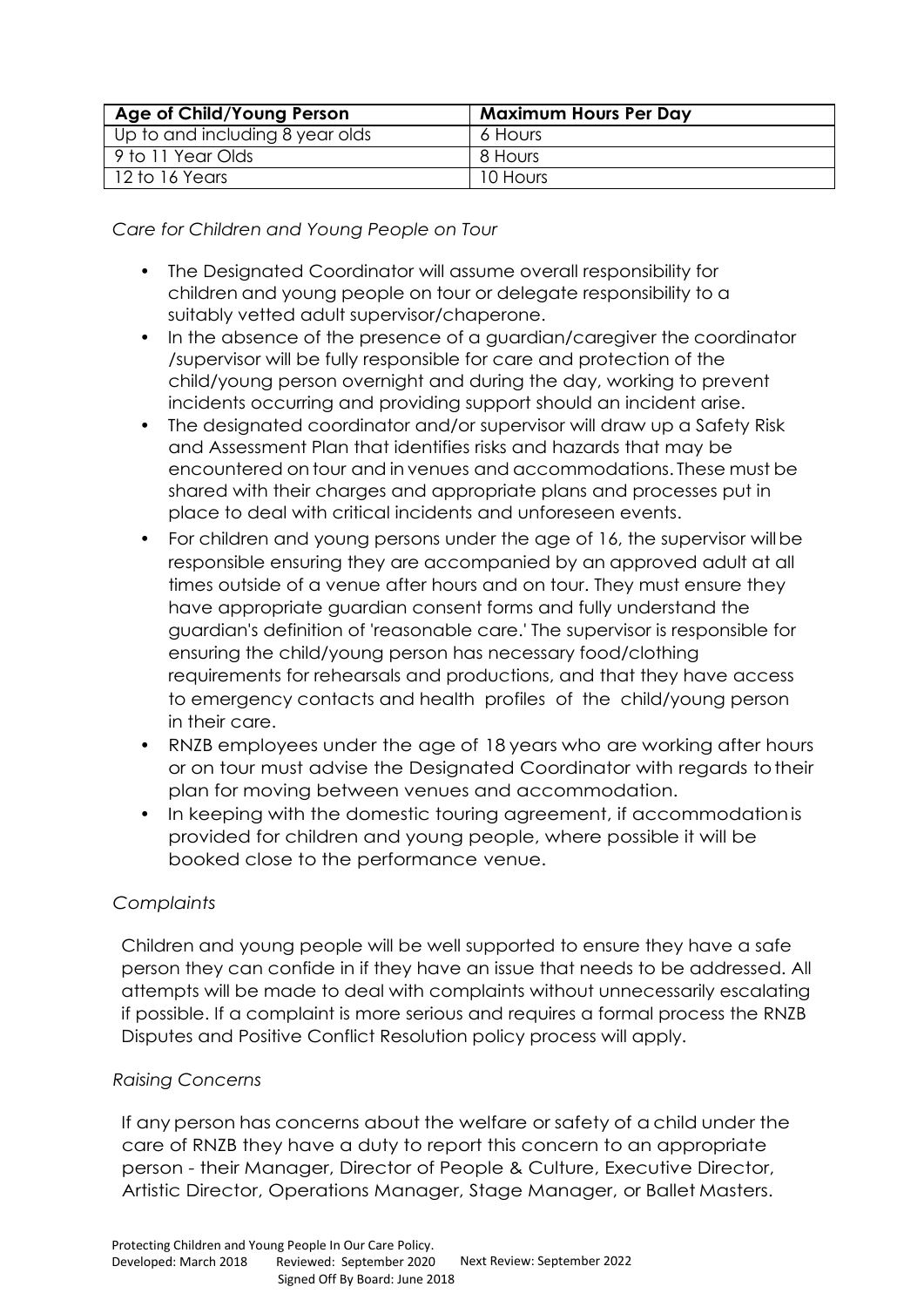| Age of Child/Young Person | Maximum Hours Per Day |
| --- | --- |
| Up to and including 8 year olds | 6 Hours |
| 9 to 11 Year Olds | 8 Hours |
| 12 to 16 Years | 10 Hours |

*Care for Children and Young People on Tour*

- The Designated Coordinator will assume overall responsibility for children and young people on tour or delegate responsibility to a suitably vetted adult supervisor/chaperone.
- In the absence of the presence of a guardian/caregiver the coordinator /supervisor will be fully responsible for care and protection of the child/young person overnight and during the day, working to prevent incidents occurring and providing support should an incident arise.
- The designated coordinator and/or supervisor will draw up a Safety Risk and Assessment Plan that identifies risks and hazards that may be encountered on tour and in venues and accommodations. These must be shared with their charges and appropriate plans and processes put in place to deal with critical incidents and unforeseen events.
- For children and young persons under the age of 16, the supervisor will be responsible ensuring they are accompanied by an approved adult at all times outside of a venue after hours and on tour. They must ensure they have appropriate guardian consent forms and fully understand the guardian's definition of 'reasonable care.' The supervisor is responsible for ensuring the child/young person has necessary food/clothing requirements for rehearsals and productions, and that they have access to emergency contacts and health profiles of the child/young person in their care.
- RNZB employees under the age of 18 years who are working after hours or on tour must advise the Designated Coordinator with regards to their plan for moving between venues and accommodation.
- In keeping with the domestic touring agreement, if accommodation is provided for children and young people, where possible it will be booked close to the performance venue.

*Complaints*

Children and young people will be well supported to ensure they have a safe person they can confide in if they have an issue that needs to be addressed. All attempts will be made to deal with complaints without unnecessarily escalating if possible. If a complaint is more serious and requires a formal process the RNZB Disputes and Positive Conflict Resolution policy process will apply.

*Raising Concerns*

If any person has concerns about the welfare or safety of a child under the care of RNZB they have a duty to report this concern to an appropriate person - their Manager, Director of People & Culture, Executive Director, Artistic Director, Operations Manager, Stage Manager, or Ballet Masters.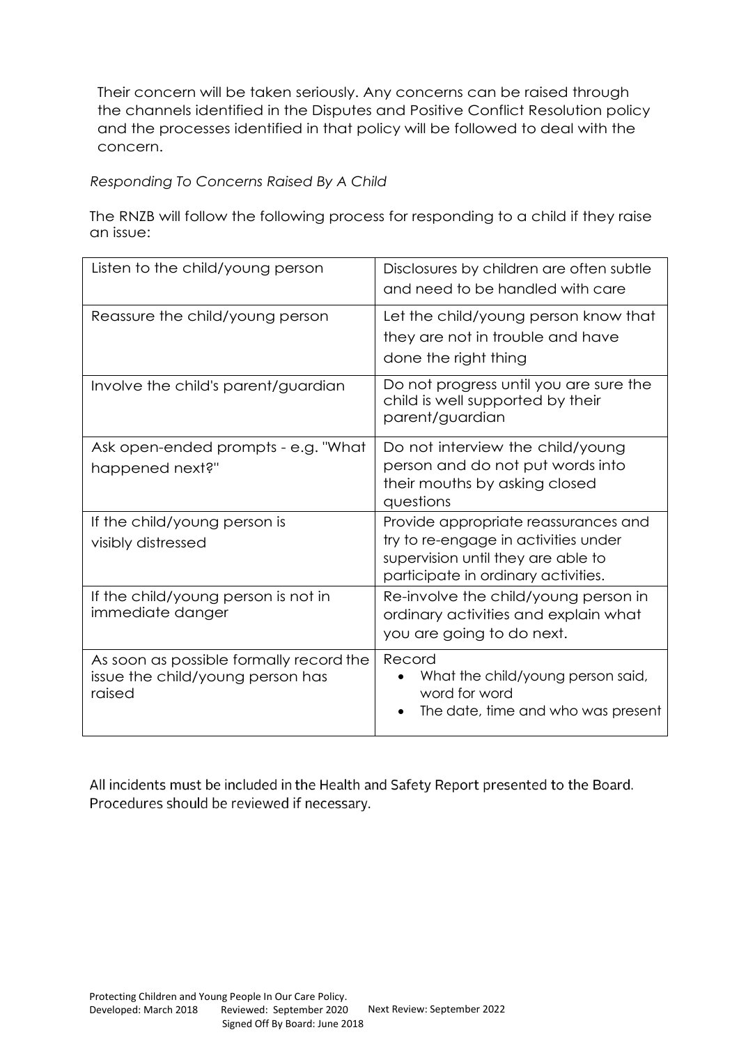Their concern will be taken seriously. Any concerns can be raised through the channels identified in the Disputes and Positive Conflict Resolution policy and the processes identified in that policy will be followed to deal with the concern.

*Responding To Concerns Raised By A Child*

The RNZB will follow the following process for responding to a child if they raise an issue:

| | |
|---|---|
| Listen to the child/young person | Disclosures by children are often subtle and need to be handled with care |
| Reassure the child/young person | Let the child/young person know that they are not in trouble and have done the right thing |
| Involve the child's parent/guardian | Do not progress until you are sure the child is well supported by their parent/guardian |
| Ask open-ended prompts - e.g. "What happened next?" | Do not interview the child/young person and do not put words into their mouths by asking closed questions |
| If the child/young person is visibly distressed | Provide appropriate reassurances and try to re-engage in activities under supervision until they are able to participate in ordinary activities. |
| If the child/young person is not in immediate danger | Re-involve the child/young person in ordinary activities and explain what you are going to do next. |
| As soon as possible formally record the issue the child/young person has raised | Record <br>• What the child/young person said, word for word <br>• The date, time and who was present |

All incidents must be included in the Health and Safety Report presented to the Board. Procedures should be reviewed if necessary.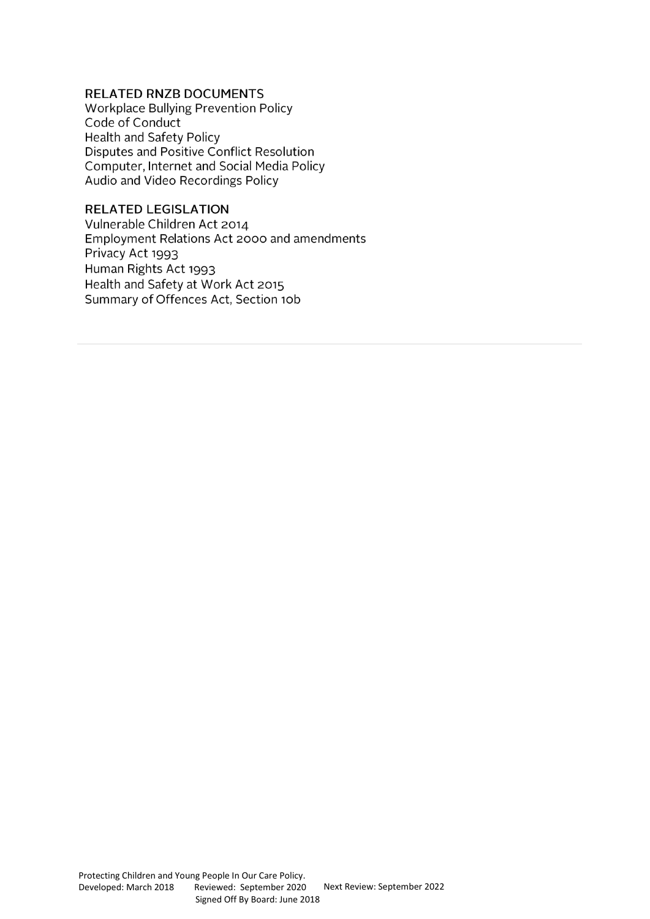## RELATED RNZB DOCUMENTS

Workplace Bullying Prevention Policy
Code of Conduct
Health and Safety Policy
Disputes and Positive Conflict Resolution
Computer, Internet and Social Media Policy
Audio and Video Recordings Policy

## RELATED LEGISLATION

Vulnerable Children Act 2014
Employment Relations Act 2000 and amendments
Privacy Act 1993
Human Rights Act 1993
Health and Safety at Work Act 2015
Summary of Offences Act, Section 10b